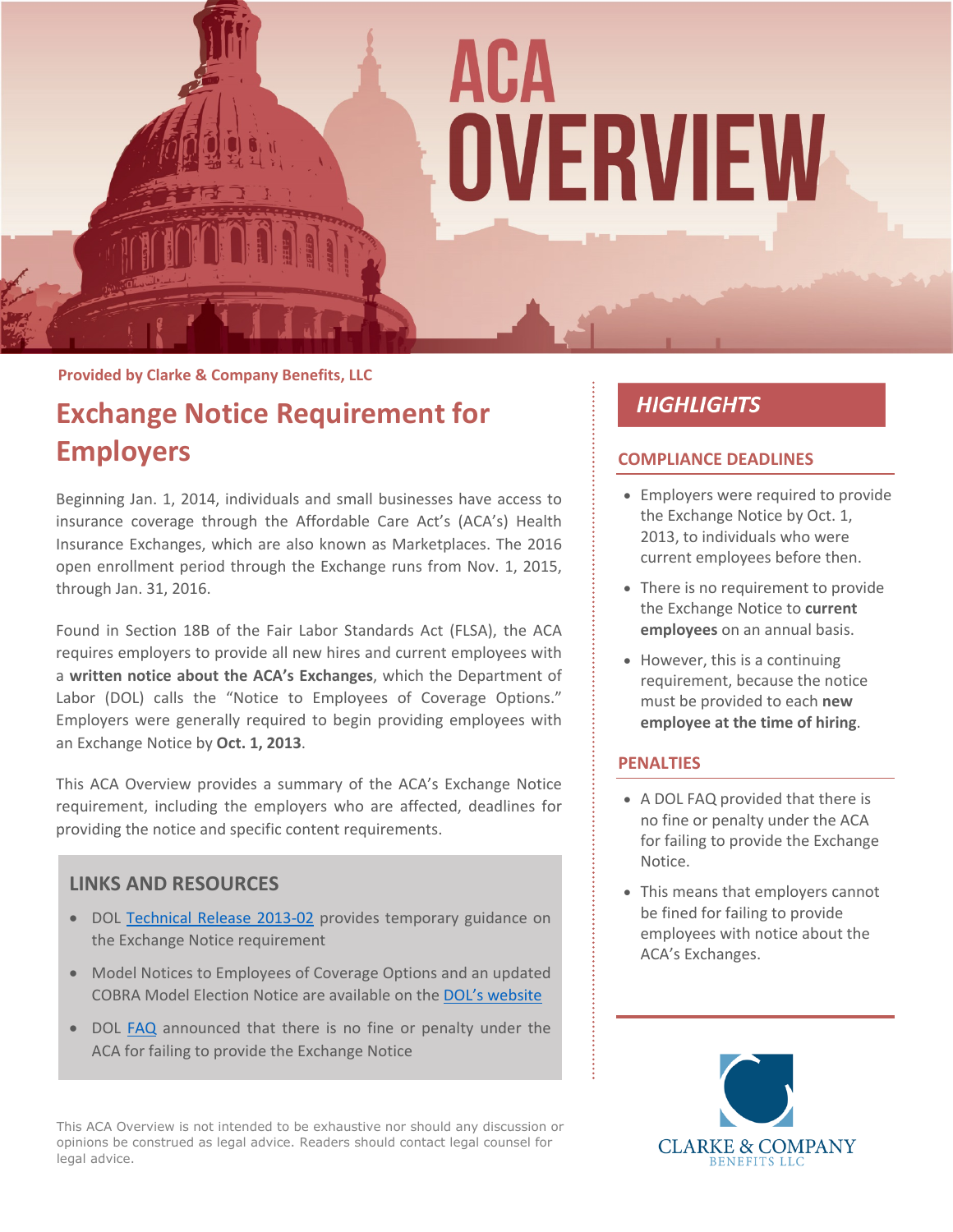# ACA OVERVIEW

Provided by Clarke & Company Benefits, LLC

## Exchange Notice Requirement for Employers

Beginning Jan. 1, 2014, individuals and small businesses have access to insurance coverage through the Affordable Care Act's (ACA's) Health Insurance Exchanges, which are also known as Marketplaces. The 2016 open enrollment period through the Exchange runs from Nov. 1, 2015, through Jan. 31, 2016.

Found in Section 18B of the Fair Labor Standards Act (FLSA), the ACA requires employers to provide all new hires and current employees with a **written notice about the ACA's Exchanges**, which the Department of Labor (DOL) calls the "Notice to Employees of Coverage Options." Employers were generally required to begin providing employees with an Exchange Notice by **Oct. 1, 2013**.

This ACA Overview provides a summary of the ACA's Exchange Notice requirement, including the employers who are affected, deadlines for providing the notice and specific content requirements.

### LINKS AND RESOURCES

- DOL Technical Release 2013-02 provides temporary guidance on the Exchange Notice requirement
- Model Notices to Employees of Coverage Options and an updated COBRA Model Election Notice are available on the DOL's website
- DOL FAQ announced that there is no fine or penalty under the ACA for failing to provide the Exchange Notice

This ACA Overview is not intended to be exhaustive nor should any discussion or opinions be construed as legal advice. Readers should contact legal counsel for legal advice.

## *HIGHLIGHTS*

### COMPLIANCE DEADLINES

- Employers were required to provide the Exchange Notice by Oct. 1, 2013, to individuals who were current employees before then.
- There is no requirement to provide the Exchange Notice to **current employees** on an annual basis.
- However, this is a continuing requirement, because the notice must be provided to each **new employee at the time of hiring**.

### PENALTIES

- A DOL FAQ provided that there is no fine or penalty under the ACA for failing to provide the Exchange Notice.
- This means that employers cannot be fined for failing to provide employees with notice about the ACA's Exchanges.

CLARKE & COMPANY BENEFITS LLC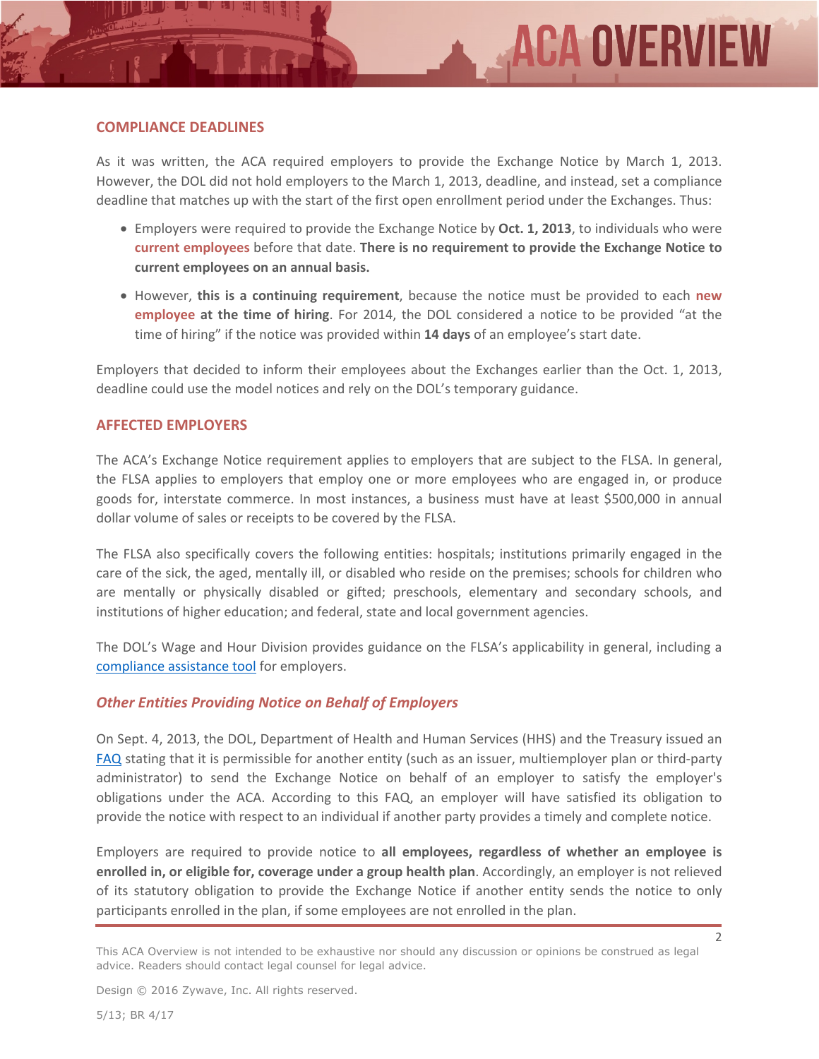## COMPLIANCE DEADLINES

As it was written, the ACA required employers to provide the Exchange Notice by March 1, 2013. However, the DOL did not hold employers to the March 1, 2013, deadline, and instead, set a compliance deadline that matches up with the start of the first open enrollment period under the Exchanges. Thus:

- Employers were required to provide the Exchange Notice by **Oct. 1, 2013**, to individuals who were **current employees** before that date. **There is no requirement to provide the Exchange Notice to current employees on an annual basis.**
- However, **this is a continuing requirement**, because the notice must be provided to each **new employee at the time of hiring**. For 2014, the DOL considered a notice to be provided "at the time of hiring" if the notice was provided within **14 days** of an employee's start date.

Employers that decided to inform their employees about the Exchanges earlier than the Oct. 1, 2013, deadline could use the model notices and rely on the DOL's temporary guidance.

## AFFECTED EMPLOYERS

The ACA's Exchange Notice requirement applies to employers that are subject to the FLSA. In general, the FLSA applies to employers that employ one or more employees who are engaged in, or produce goods for, interstate commerce. In most instances, a business must have at least $500,000 in annual dollar volume of sales or receipts to be covered by the FLSA.

The FLSA also specifically covers the following entities: hospitals; institutions primarily engaged in the care of the sick, the aged, mentally ill, or disabled who reside on the premises; schools for children who are mentally or physically disabled or gifted; preschools, elementary and secondary schools, and institutions of higher education; and federal, state and local government agencies.

The DOL's Wage and Hour Division provides guidance on the FLSA's applicability in general, including a compliance assistance tool for employers.

### *Other Entities Providing Notice on Behalf of Employers*

On Sept. 4, 2013, the DOL, Department of Health and Human Services (HHS) and the Treasury issued an FAQ stating that it is permissible for another entity (such as an issuer, multiemployer plan or third-party administrator) to send the Exchange Notice on behalf of an employer to satisfy the employer's obligations under the ACA. According to this FAQ, an employer will have satisfied its obligation to provide the notice with respect to an individual if another party provides a timely and complete notice.

Employers are required to provide notice to **all employees, regardless of whether an employee is enrolled in, or eligible for, coverage under a group health plan**. Accordingly, an employer is not relieved of its statutory obligation to provide the Exchange Notice if another entity sends the notice to only participants enrolled in the plan, if some employees are not enrolled in the plan.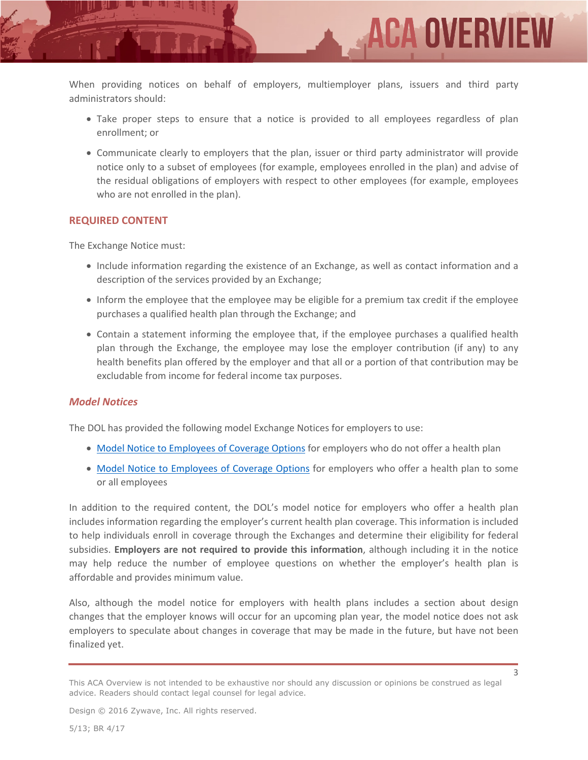When providing notices on behalf of employers, multiemployer plans, issuers and third party administrators should:

- Take proper steps to ensure that a notice is provided to all employees regardless of plan enrollment; or
- Communicate clearly to employers that the plan, issuer or third party administrator will provide notice only to a subset of employees (for example, employees enrolled in the plan) and advise of the residual obligations of employers with respect to other employees (for example, employees who are not enrolled in the plan).

## REQUIRED CONTENT

The Exchange Notice must:

- Include information regarding the existence of an Exchange, as well as contact information and a description of the services provided by an Exchange;
- Inform the employee that the employee may be eligible for a premium tax credit if the employee purchases a qualified health plan through the Exchange; and
- Contain a statement informing the employee that, if the employee purchases a qualified health plan through the Exchange, the employee may lose the employer contribution (if any) to any health benefits plan offered by the employer and that all or a portion of that contribution may be excludable from income for federal income tax purposes.

### *Model Notices*

The DOL has provided the following model Exchange Notices for employers to use:

- Model Notice to Employees of Coverage Options for employers who do not offer a health plan
- Model Notice to Employees of Coverage Options for employers who offer a health plan to some or all employees

In addition to the required content, the DOL's model notice for employers who offer a health plan includes information regarding the employer's current health plan coverage. This information is included to help individuals enroll in coverage through the Exchanges and determine their eligibility for federal subsidies. **Employers are not required to provide this information**, although including it in the notice may help reduce the number of employee questions on whether the employer's health plan is affordable and provides minimum value.

Also, although the model notice for employers with health plans includes a section about design changes that the employer knows will occur for an upcoming plan year, the model notice does not ask employers to speculate about changes in coverage that may be made in the future, but have not been finalized yet.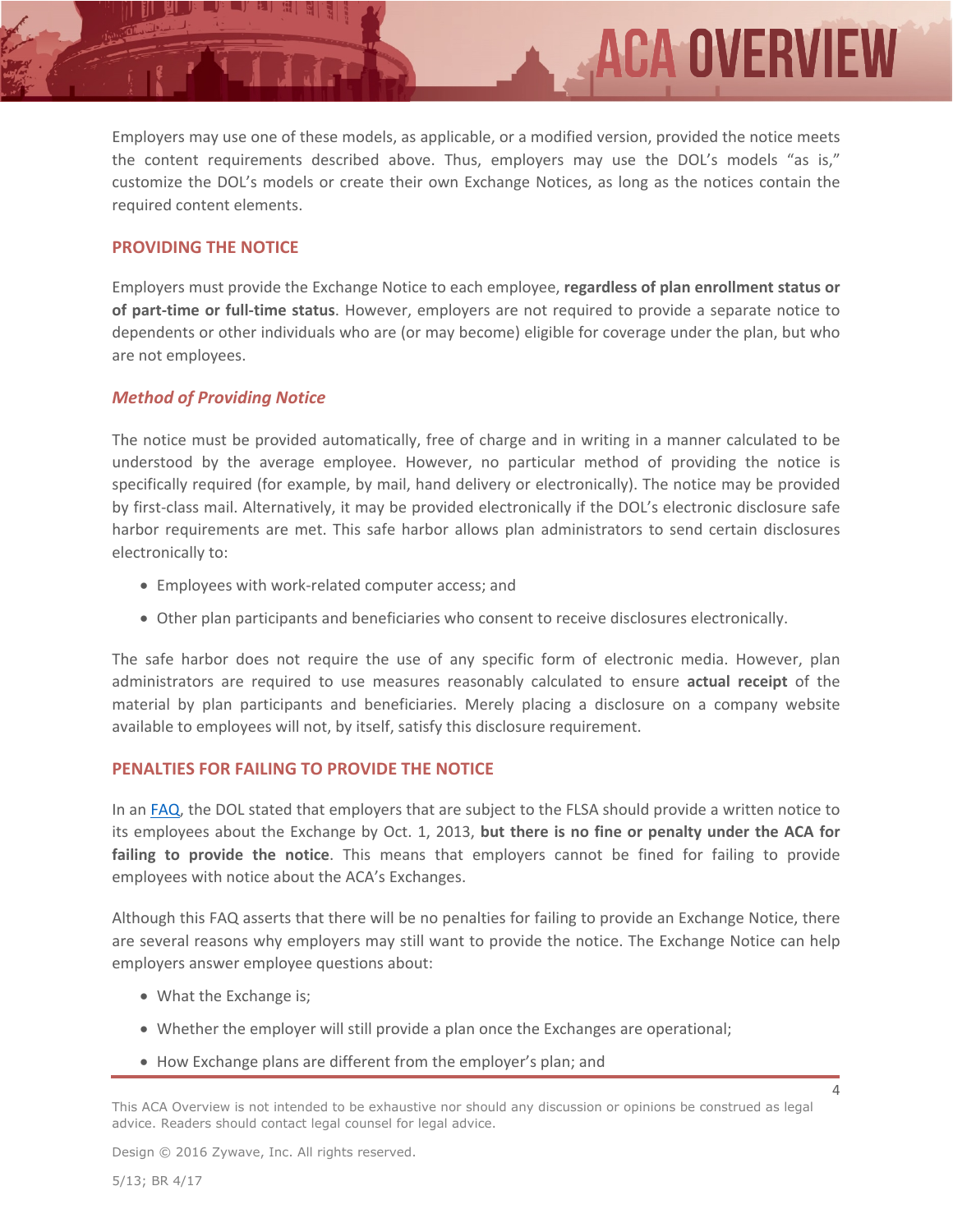Employers may use one of these models, as applicable, or a modified version, provided the notice meets the content requirements described above. Thus, employers may use the DOL's models "as is," customize the DOL's models or create their own Exchange Notices, as long as the notices contain the required content elements.

## PROVIDING THE NOTICE

Employers must provide the Exchange Notice to each employee, **regardless of plan enrollment status or of part-time or full-time status**. However, employers are not required to provide a separate notice to dependents or other individuals who are (or may become) eligible for coverage under the plan, but who are not employees.

### *Method of Providing Notice*

The notice must be provided automatically, free of charge and in writing in a manner calculated to be understood by the average employee. However, no particular method of providing the notice is specifically required (for example, by mail, hand delivery or electronically). The notice may be provided by first-class mail. Alternatively, it may be provided electronically if the DOL's electronic disclosure safe harbor requirements are met. This safe harbor allows plan administrators to send certain disclosures electronically to:

- Employees with work-related computer access; and
- Other plan participants and beneficiaries who consent to receive disclosures electronically.

The safe harbor does not require the use of any specific form of electronic media. However, plan administrators are required to use measures reasonably calculated to ensure **actual receipt** of the material by plan participants and beneficiaries. Merely placing a disclosure on a company website available to employees will not, by itself, satisfy this disclosure requirement.

## PENALTIES FOR FAILING TO PROVIDE THE NOTICE

In an FAQ, the DOL stated that employers that are subject to the FLSA should provide a written notice to its employees about the Exchange by Oct. 1, 2013, **but there is no fine or penalty under the ACA for failing to provide the notice**. This means that employers cannot be fined for failing to provide employees with notice about the ACA's Exchanges.

Although this FAQ asserts that there will be no penalties for failing to provide an Exchange Notice, there are several reasons why employers may still want to provide the notice. The Exchange Notice can help employers answer employee questions about:

- What the Exchange is;
- Whether the employer will still provide a plan once the Exchanges are operational;
- How Exchange plans are different from the employer's plan; and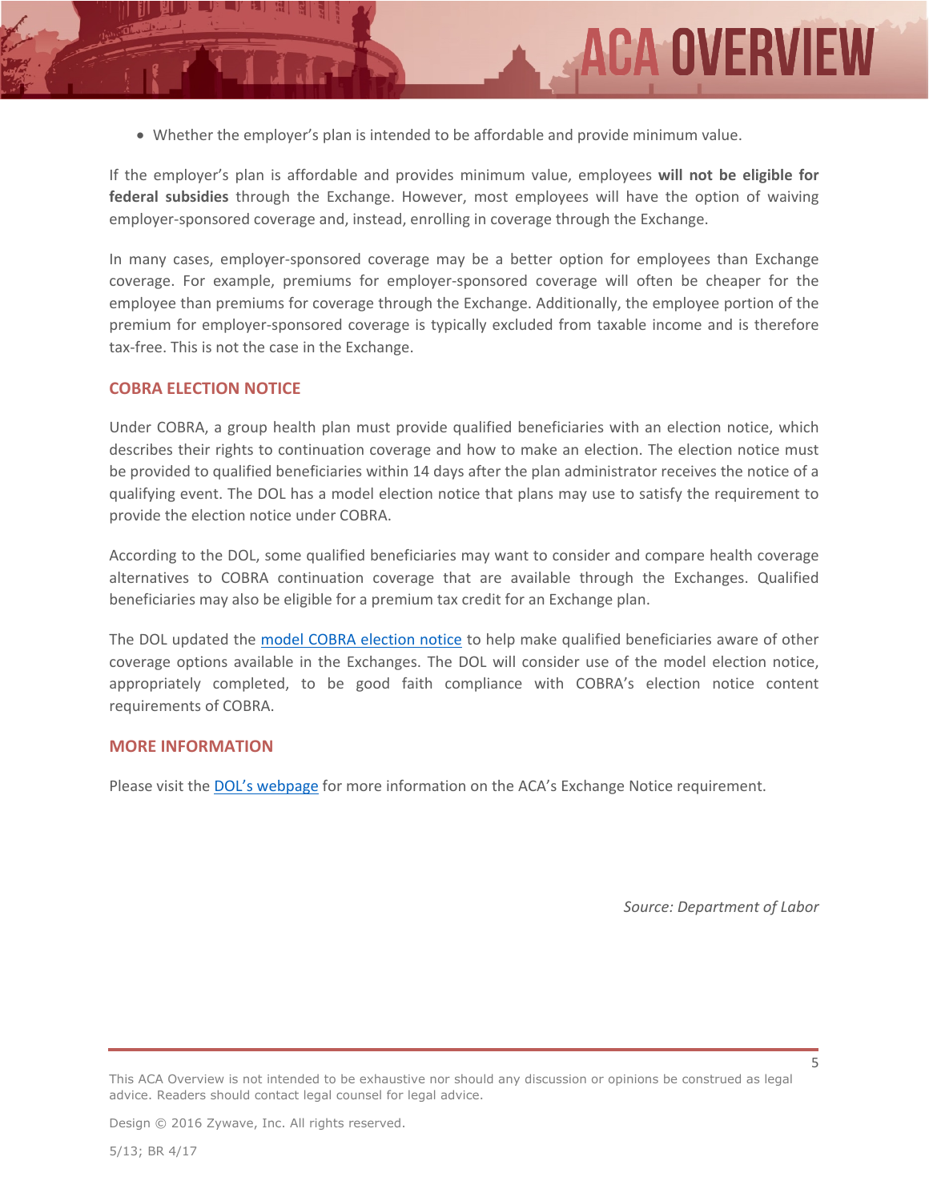- Whether the employer's plan is intended to be affordable and provide minimum value.

If the employer's plan is affordable and provides minimum value, employees **will not be eligible for federal subsidies** through the Exchange. However, most employees will have the option of waiving employer-sponsored coverage and, instead, enrolling in coverage through the Exchange.

In many cases, employer-sponsored coverage may be a better option for employees than Exchange coverage. For example, premiums for employer-sponsored coverage will often be cheaper for the employee than premiums for coverage through the Exchange. Additionally, the employee portion of the premium for employer-sponsored coverage is typically excluded from taxable income and is therefore tax-free. This is not the case in the Exchange.

## COBRA ELECTION NOTICE

Under COBRA, a group health plan must provide qualified beneficiaries with an election notice, which describes their rights to continuation coverage and how to make an election. The election notice must be provided to qualified beneficiaries within 14 days after the plan administrator receives the notice of a qualifying event. The DOL has a model election notice that plans may use to satisfy the requirement to provide the election notice under COBRA.

According to the DOL, some qualified beneficiaries may want to consider and compare health coverage alternatives to COBRA continuation coverage that are available through the Exchanges. Qualified beneficiaries may also be eligible for a premium tax credit for an Exchange plan.

The DOL updated the model COBRA election notice to help make qualified beneficiaries aware of other coverage options available in the Exchanges. The DOL will consider use of the model election notice, appropriately completed, to be good faith compliance with COBRA's election notice content requirements of COBRA.

## MORE INFORMATION

Please visit the DOL's webpage for more information on the ACA's Exchange Notice requirement.

*Source: Department of Labor*

This ACA Overview is not intended to be exhaustive nor should any discussion or opinions be construed as legal advice. Readers should contact legal counsel for legal advice.

Design © 2016 Zywave, Inc. All rights reserved.

5/13; BR 4/17